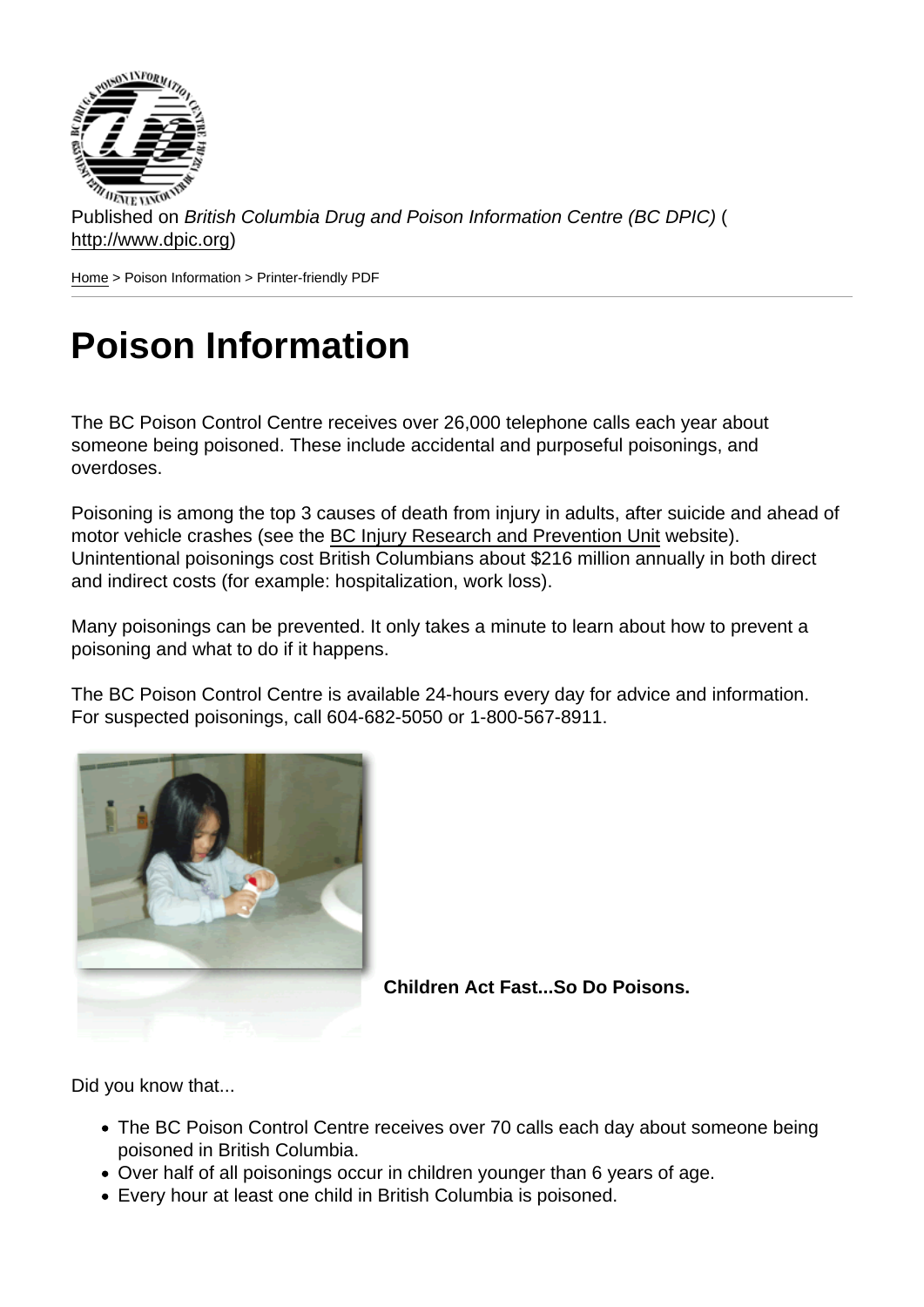Published on *British Columbia Drug and Poison Information Centre (BC DPIC)* (http://www.dpic.org)

Home > Poison Information > Printer-friendly PDF

# Poison Information

The BC Poison Control Centre receives over 26,000 telephone calls each year about someone being poisoned. These include accidental and purposeful poisonings, and overdoses.

Poisoning is among the top 3 causes of death from injury in adults, after suicide and ahead of motor vehicle crashes (see the BC Injury Research and Prevention Unit website). Unintentional poisonings cost British Columbians about $216 million annually in both direct and indirect costs (for example: hospitalization, work loss).

Many poisonings can be prevented. It only takes a minute to learn about how to prevent a poisoning and what to do if it happens.

The BC Poison Control Centre is available 24-hours every day for advice and information. For suspected poisonings, call 604-682-5050 or 1-800-567-8911.

**Children Act Fast...So Do Poisons.**

Did you know that...

- The BC Poison Control Centre receives over 70 calls each day about someone being poisoned in British Columbia.
- Over half of all poisonings occur in children younger than 6 years of age.
- Every hour at least one child in British Columbia is poisoned.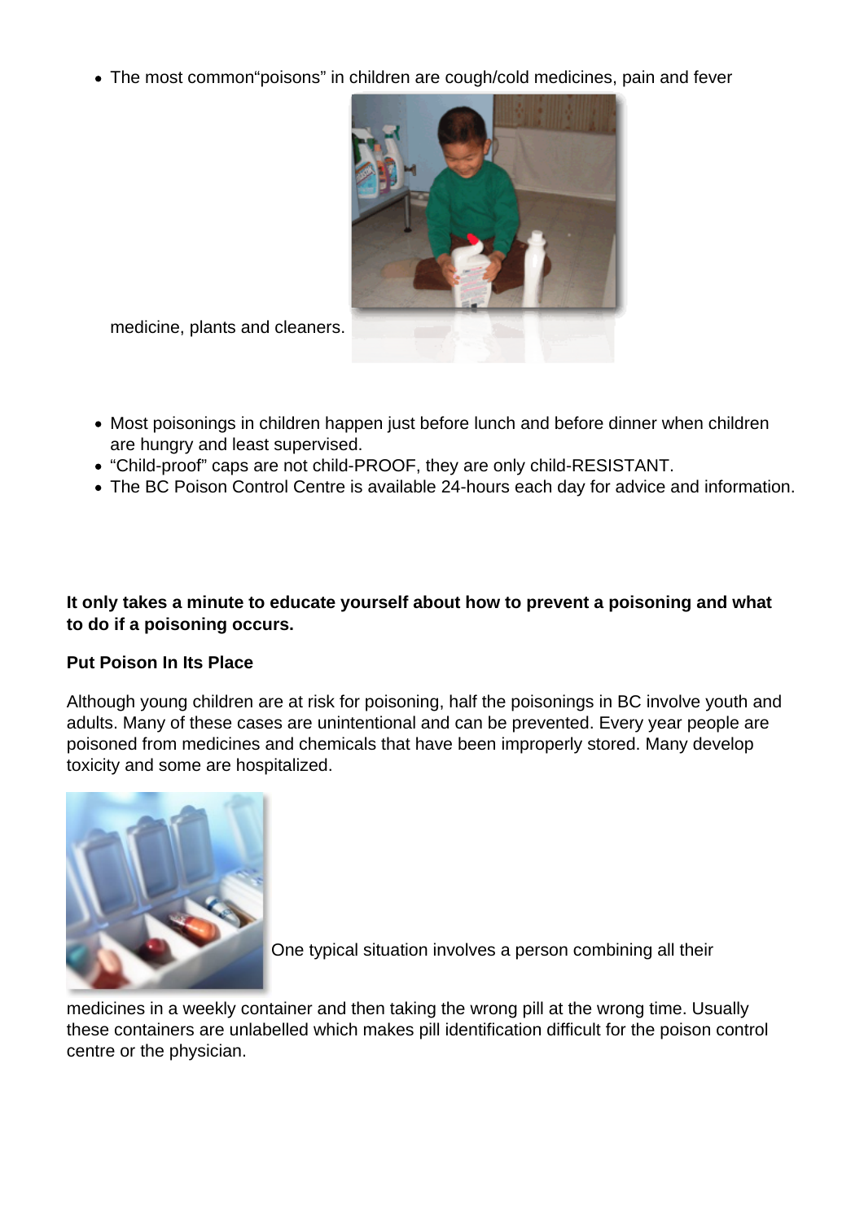- The most common"poisons" in children are cough/cold medicines, pain and fever medicine, plants and cleaners.
- Most poisonings in children happen just before lunch and before dinner when children are hungry and least supervised.
- "Child-proof" caps are not child-PROOF, they are only child-RESISTANT.
- The BC Poison Control Centre is available 24-hours each day for advice and information.

**It only takes a minute to educate yourself about how to prevent a poisoning and what to do if a poisoning occurs.**

**Put Poison In Its Place**

Although young children are at risk for poisoning, half the poisonings in BC involve youth and adults. Many of these cases are unintentional and can be prevented. Every year people are poisoned from medicines and chemicals that have been improperly stored. Many develop toxicity and some are hospitalized.

One typical situation involves a person combining all their medicines in a weekly container and then taking the wrong pill at the wrong time. Usually these containers are unlabelled which makes pill identification difficult for the poison control centre or the physician.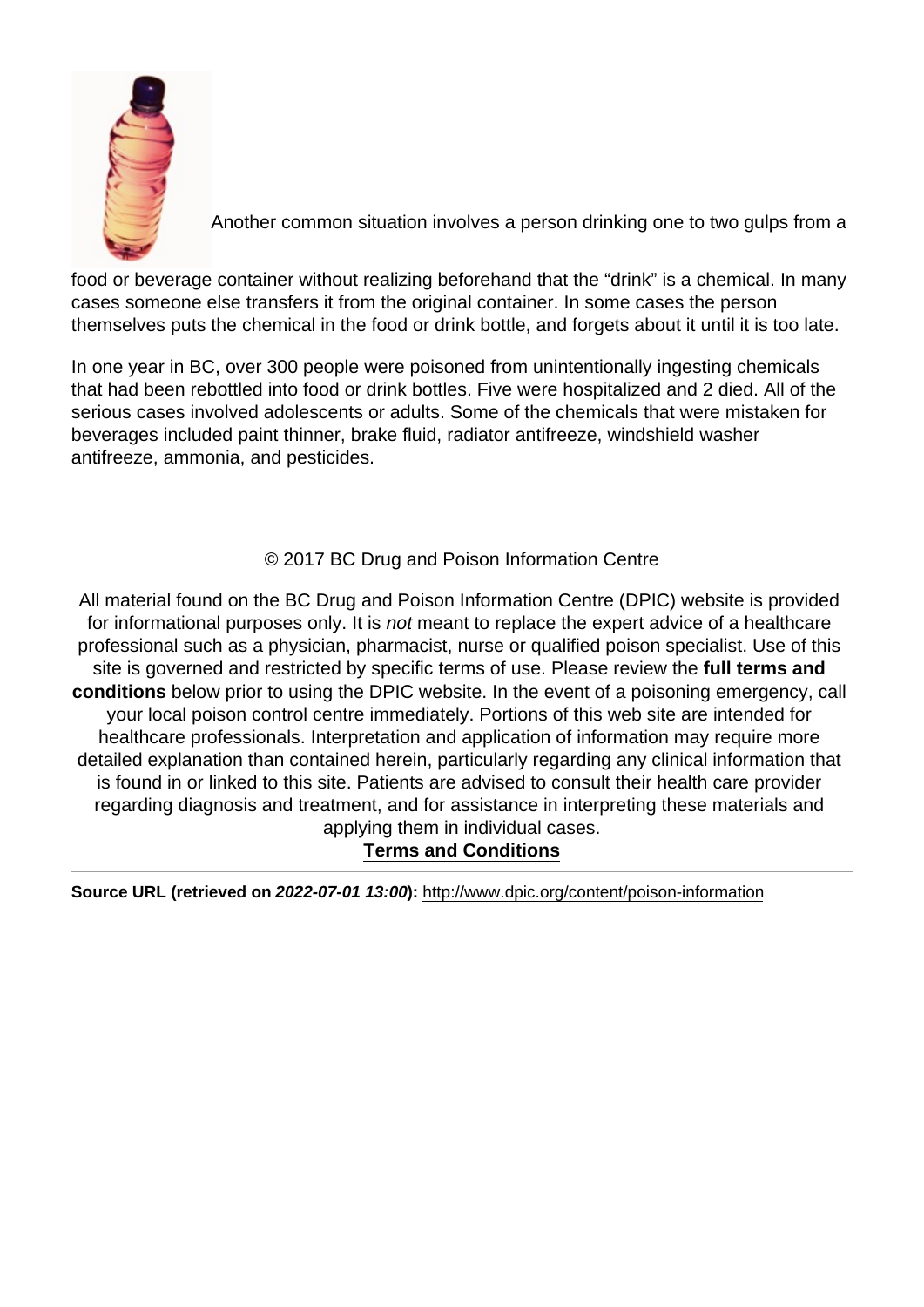Another common situation involves a person drinking one to two gulps from a food or beverage container without realizing beforehand that the “drink” is a chemical. In many cases someone else transfers it from the original container. In some cases the person themselves puts the chemical in the food or drink bottle, and forgets about it until it is too late.

In one year in BC, over 300 people were poisoned from unintentionally ingesting chemicals that had been rebottled into food or drink bottles. Five were hospitalized and 2 died. All of the serious cases involved adolescents or adults. Some of the chemicals that were mistaken for beverages included paint thinner, brake fluid, radiator antifreeze, windshield washer antifreeze, ammonia, and pesticides.

© 2017 BC Drug and Poison Information Centre

All material found on the BC Drug and Poison Information Centre (DPIC) website is provided for informational purposes only. It is *not* meant to replace the expert advice of a healthcare professional such as a physician, pharmacist, nurse or qualified poison specialist. Use of this site is governed and restricted by specific terms of use. Please review the **full terms and conditions** below prior to using the DPIC website. In the event of a poisoning emergency, call your local poison control centre immediately. Portions of this web site are intended for healthcare professionals. Interpretation and application of information may require more detailed explanation than contained herein, particularly regarding any clinical information that is found in or linked to this site. Patients are advised to consult their health care provider regarding diagnosis and treatment, and for assistance in interpreting these materials and applying them in individual cases.

**Terms and Conditions**

---

**Source URL (retrieved on *2022-07-01 13:00*):** http://www.dpic.org/content/poison-information